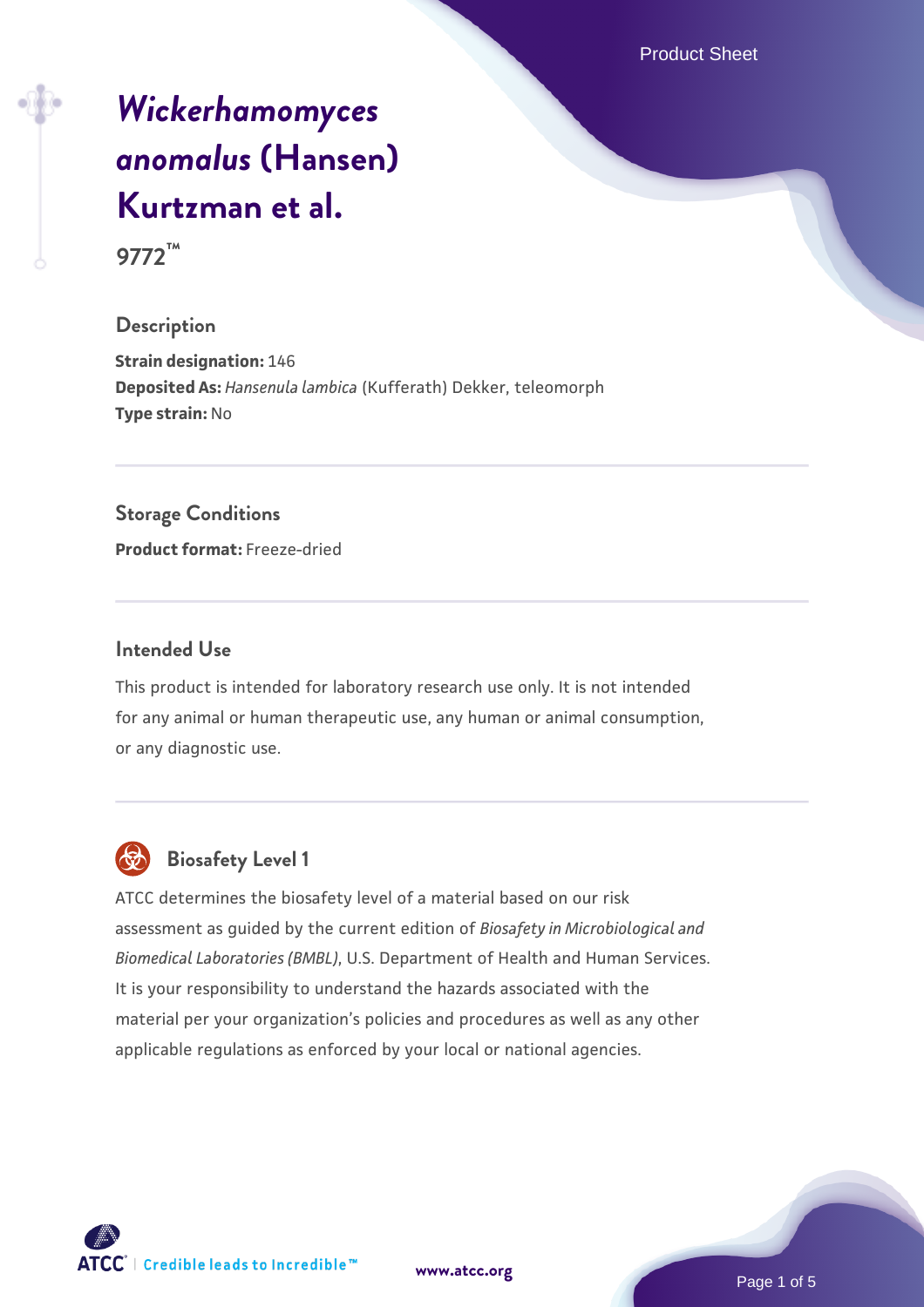# *Wickerhamomyces anomalus* (Hansen) Kurtzman et al.

**9772™**

## Description

**Strain designation:** 146
**Deposited As:** *Hansenula lambica* (Kufferath) Dekker, teleomorph
**Type strain:** No

## Storage Conditions

**Product format:** Freeze-dried

## Intended Use

This product is intended for laboratory research use only. It is not intended for any animal or human therapeutic use, any human or animal consumption, or any diagnostic use.

## Biosafety Level 1

ATCC determines the biosafety level of a material based on our risk assessment as guided by the current edition of *Biosafety in Microbiological and Biomedical Laboratories (BMBL)*, U.S. Department of Health and Human Services. It is your responsibility to understand the hazards associated with the material per your organization's policies and procedures as well as any other applicable regulations as enforced by your local or national agencies.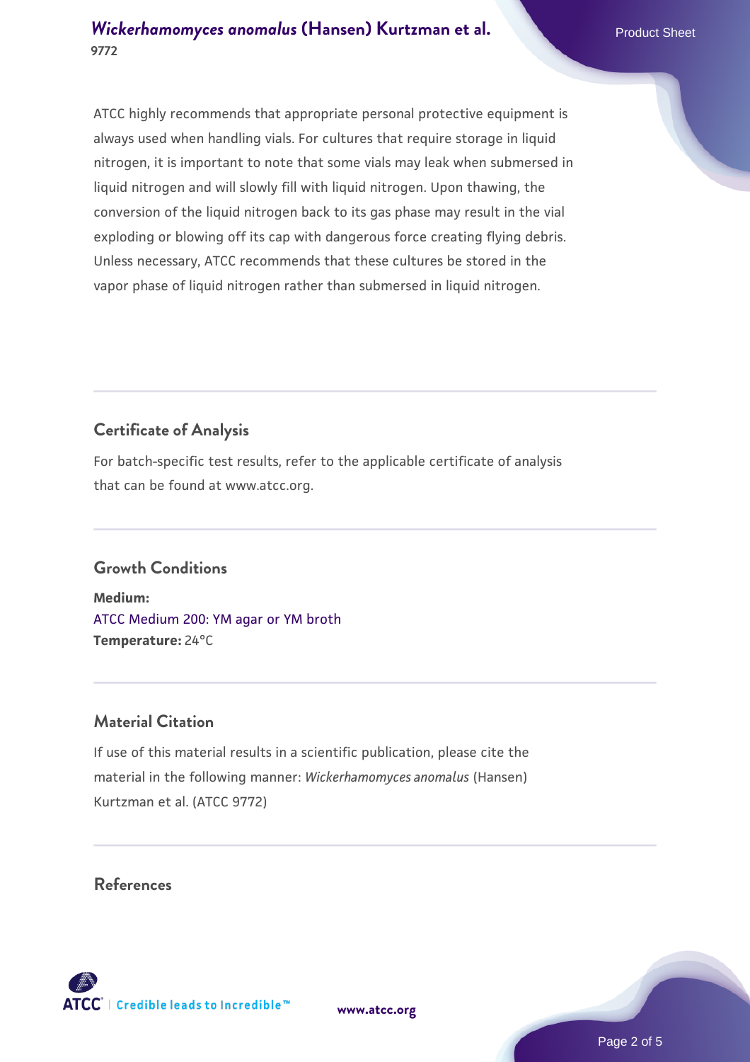ATCC highly recommends that appropriate personal protective equipment is always used when handling vials. For cultures that require storage in liquid nitrogen, it is important to note that some vials may leak when submersed in liquid nitrogen and will slowly fill with liquid nitrogen. Upon thawing, the conversion of the liquid nitrogen back to its gas phase may result in the vial exploding or blowing off its cap with dangerous force creating flying debris. Unless necessary, ATCC recommends that these cultures be stored in the vapor phase of liquid nitrogen rather than submersed in liquid nitrogen.

## Certificate of Analysis

For batch-specific test results, refer to the applicable certificate of analysis that can be found at www.atcc.org.

## Growth Conditions

**Medium:**
ATCC Medium 200: YM agar or YM broth
**Temperature:** 24°C

## Material Citation

If use of this material results in a scientific publication, please cite the material in the following manner: *Wickerhamomyces anomalus* (Hansen) Kurtzman et al. (ATCC 9772)

## References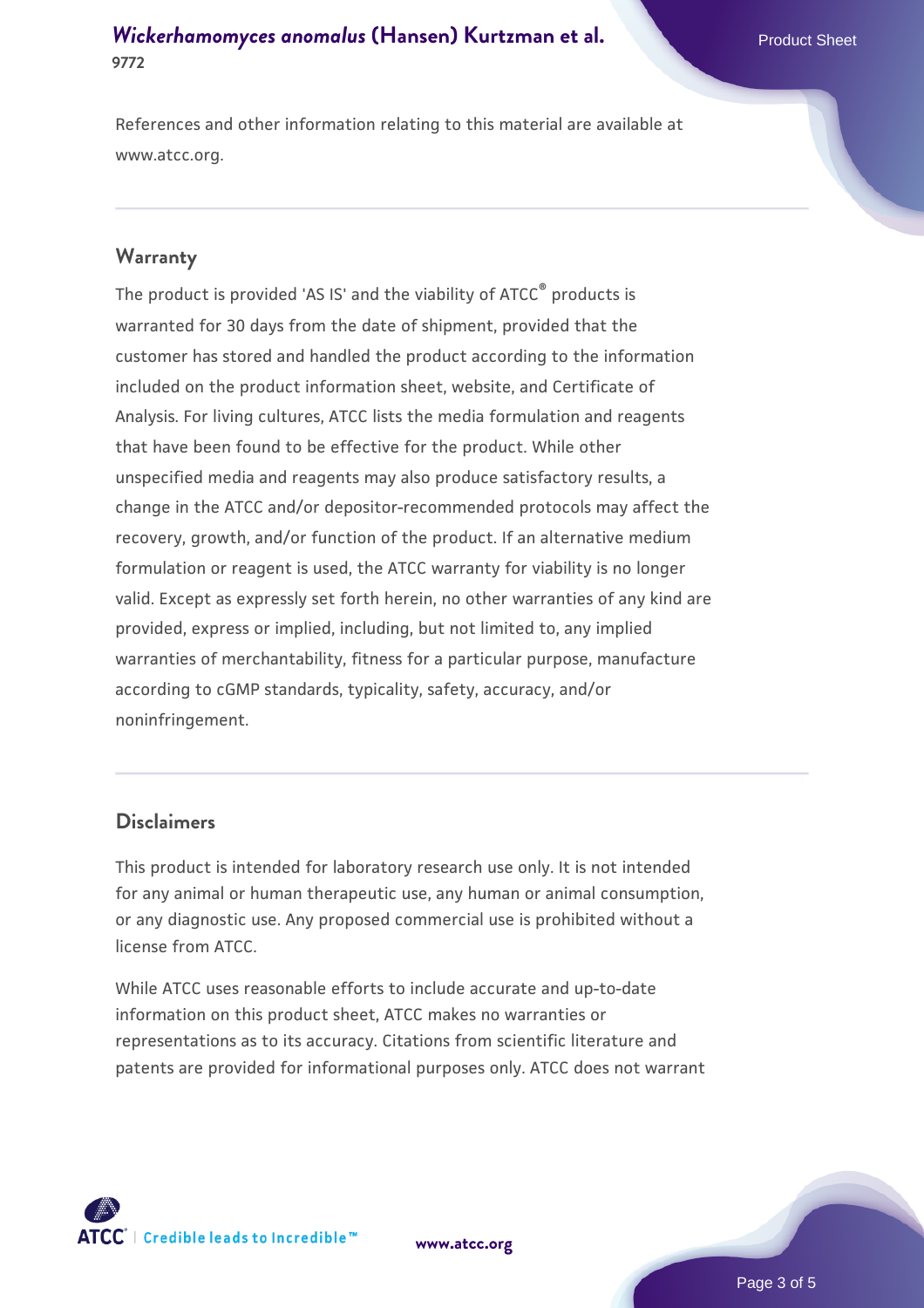References and other information relating to this material are available at www.atcc.org.

## Warranty

The product is provided 'AS IS' and the viability of ATCC® products is warranted for 30 days from the date of shipment, provided that the customer has stored and handled the product according to the information included on the product information sheet, website, and Certificate of Analysis. For living cultures, ATCC lists the media formulation and reagents that have been found to be effective for the product. While other unspecified media and reagents may also produce satisfactory results, a change in the ATCC and/or depositor-recommended protocols may affect the recovery, growth, and/or function of the product. If an alternative medium formulation or reagent is used, the ATCC warranty for viability is no longer valid. Except as expressly set forth herein, no other warranties of any kind are provided, express or implied, including, but not limited to, any implied warranties of merchantability, fitness for a particular purpose, manufacture according to cGMP standards, typicality, safety, accuracy, and/or noninfringement.

## Disclaimers

This product is intended for laboratory research use only. It is not intended for any animal or human therapeutic use, any human or animal consumption, or any diagnostic use. Any proposed commercial use is prohibited without a license from ATCC.

While ATCC uses reasonable efforts to include accurate and up-to-date information on this product sheet, ATCC makes no warranties or representations as to its accuracy. Citations from scientific literature and patents are provided for informational purposes only. ATCC does not warrant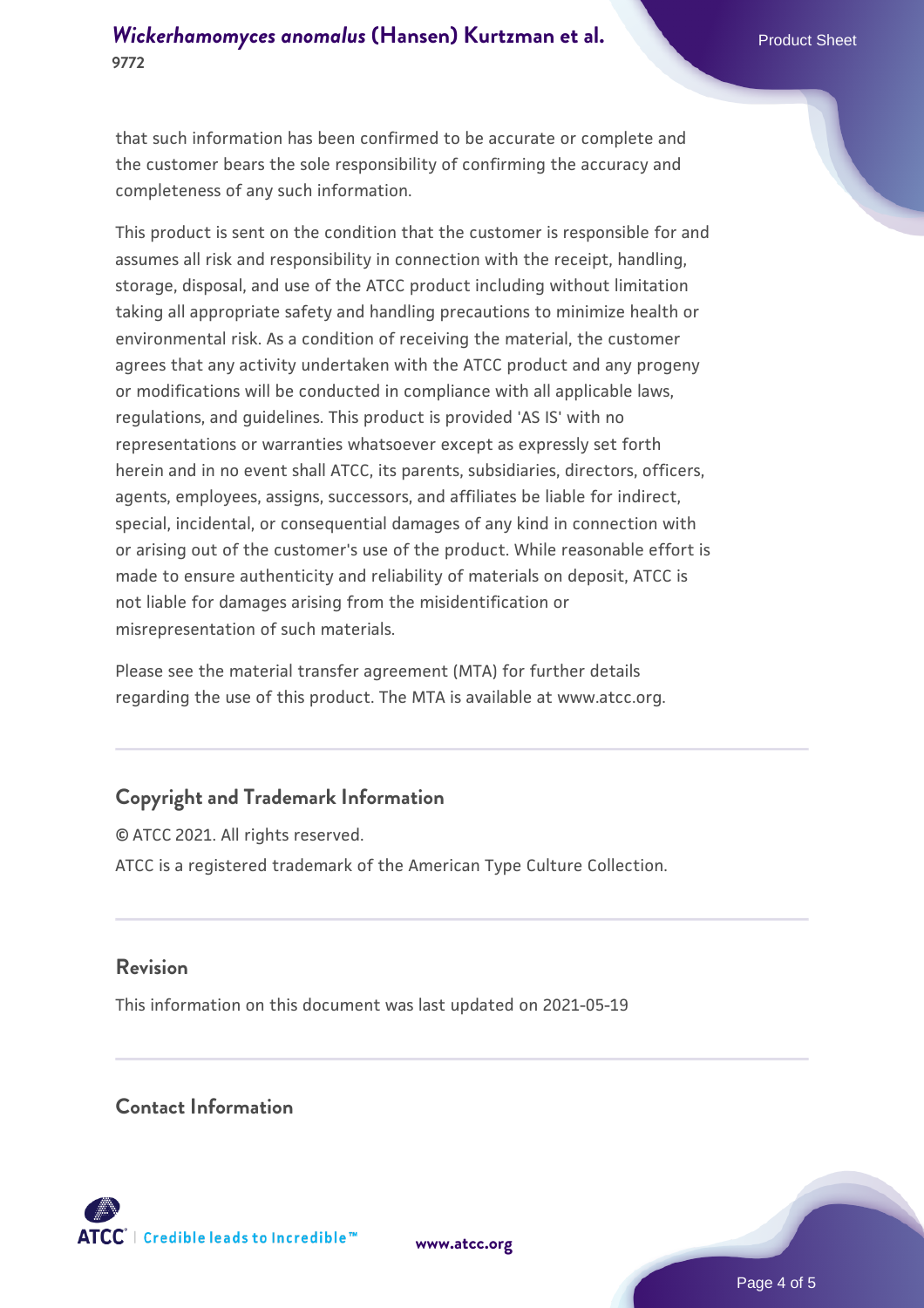that such information has been confirmed to be accurate or complete and the customer bears the sole responsibility of confirming the accuracy and completeness of any such information.

This product is sent on the condition that the customer is responsible for and assumes all risk and responsibility in connection with the receipt, handling, storage, disposal, and use of the ATCC product including without limitation taking all appropriate safety and handling precautions to minimize health or environmental risk. As a condition of receiving the material, the customer agrees that any activity undertaken with the ATCC product and any progeny or modifications will be conducted in compliance with all applicable laws, regulations, and guidelines. This product is provided 'AS IS' with no representations or warranties whatsoever except as expressly set forth herein and in no event shall ATCC, its parents, subsidiaries, directors, officers, agents, employees, assigns, successors, and affiliates be liable for indirect, special, incidental, or consequential damages of any kind in connection with or arising out of the customer's use of the product. While reasonable effort is made to ensure authenticity and reliability of materials on deposit, ATCC is not liable for damages arising from the misidentification or misrepresentation of such materials.

Please see the material transfer agreement (MTA) for further details regarding the use of this product. The MTA is available at www.atcc.org.

## Copyright and Trademark Information

© ATCC 2021. All rights reserved.

ATCC is a registered trademark of the American Type Culture Collection.

## Revision

This information on this document was last updated on 2021-05-19

## Contact Information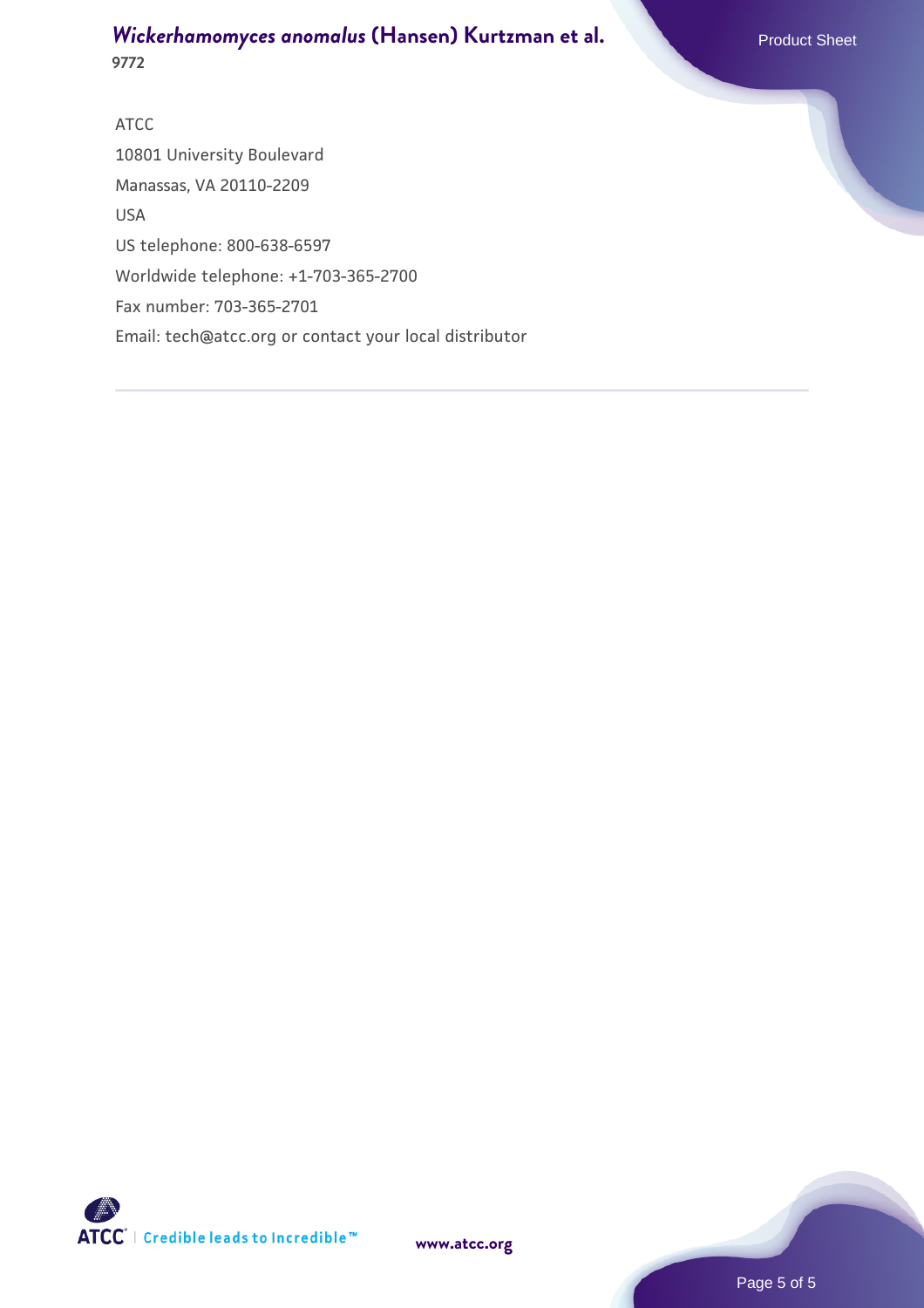ATCC

10801 University Boulevard

Manassas, VA 20110-2209

USA

US telephone: 800-638-6597

Worldwide telephone: +1-703-365-2700

Fax number: 703-365-2701

Email: tech@atcc.org or contact your local distributor